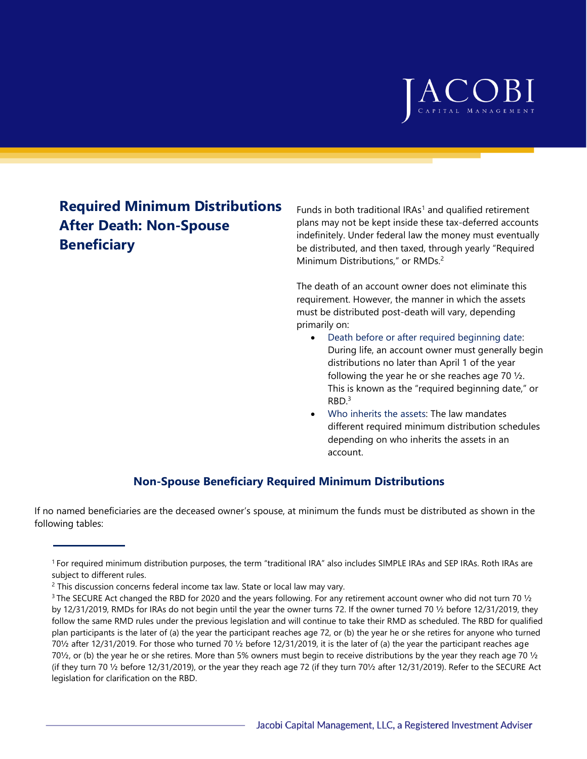# Required Minimum Distributions After Death: Non-Spouse Beneficiary

Funds in both traditional IRAs[1] and qualified retirement plans may not be kept inside these tax-deferred accounts indefinitely. Under federal law the money must eventually be distributed, and then taxed, through yearly "Required Minimum Distributions," or RMDs.[2]

The death of an account owner does not eliminate this requirement. However, the manner in which the assets must be distributed post-death will vary, depending primarily on:

- Death before or after required beginning date: During life, an account owner must generally begin distributions no later than April 1 of the year following the year he or she reaches age 70 ½. This is known as the "required beginning date," or RBD.[3]
- Who inherits the assets: The law mandates different required minimum distribution schedules depending on who inherits the assets in an account.

## Non-Spouse Beneficiary Required Minimum Distributions

If no named beneficiaries are the deceased owner's spouse, at minimum the funds must be distributed as shown in the following tables:

---

[1] For required minimum distribution purposes, the term "traditional IRA" also includes SIMPLE IRAs and SEP IRAs. Roth IRAs are subject to different rules.

[2] This discussion concerns federal income tax law. State or local law may vary.

[3] The SECURE Act changed the RBD for 2020 and the years following. For any retirement account owner who did not turn 70 ½ by 12/31/2019, RMDs for IRAs do not begin until the year the owner turns 72. If the owner turned 70 ½ before 12/31/2019, they follow the same RMD rules under the previous legislation and will continue to take their RMD as scheduled. The RBD for qualified plan participants is the later of (a) the year the participant reaches age 72, or (b) the year he or she retires for anyone who turned 70½ after 12/31/2019. For those who turned 70 ½ before 12/31/2019, it is the later of (a) the year the participant reaches age 70½, or (b) the year he or she retires. More than 5% owners must begin to receive distributions by the year they reach age 70 ½ (if they turn 70 ½ before 12/31/2019), or the year they reach age 72 (if they turn 70½ after 12/31/2019). Refer to the SECURE Act legislation for clarification on the RBD.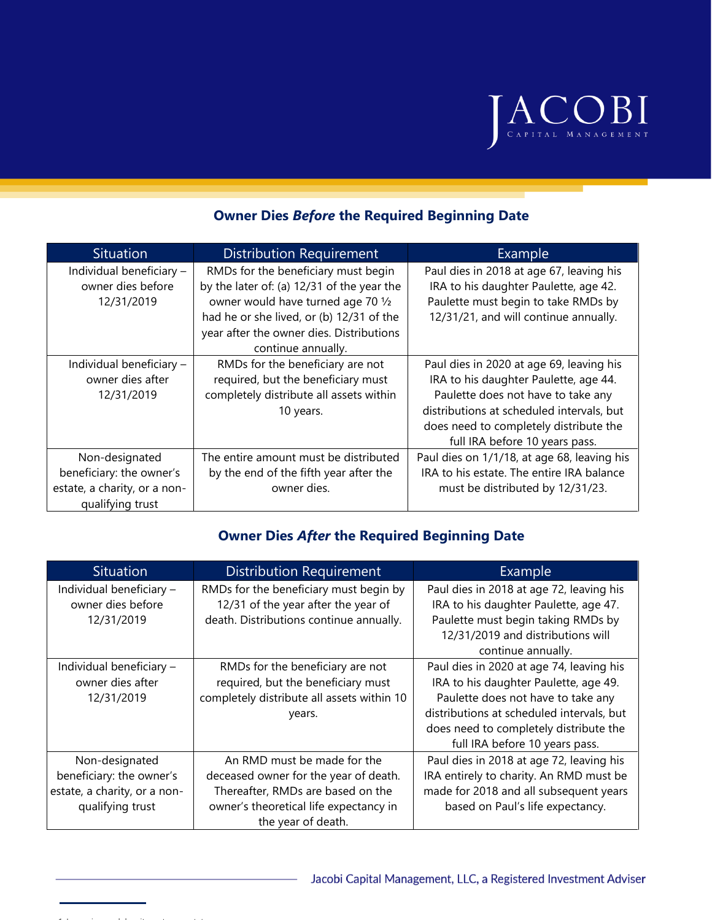## Owner Dies *Before* the Required Beginning Date

| Situation | Distribution Requirement | Example |
| --- | --- | --- |
| Individual beneficiary – owner dies before 12/31/2019 | RMDs for the beneficiary must begin by the later of: (a) 12/31 of the year the owner would have turned age 70 ½ had he or she lived, or (b) 12/31 of the year after the owner dies. Distributions continue annually. | Paul dies in 2018 at age 67, leaving his IRA to his daughter Paulette, age 42. Paulette must begin to take RMDs by 12/31/21, and will continue annually. |
| Individual beneficiary – owner dies after 12/31/2019 | RMDs for the beneficiary are not required, but the beneficiary must completely distribute all assets within 10 years. | Paul dies in 2020 at age 69, leaving his IRA to his daughter Paulette, age 44. Paulette does not have to take any distributions at scheduled intervals, but does need to completely distribute the full IRA before 10 years pass. |
| Non-designated beneficiary: the owner's estate, a charity, or a non-qualifying trust | The entire amount must be distributed by the end of the fifth year after the owner dies. | Paul dies on 1/1/18, at age 68, leaving his IRA to his estate. The entire IRA balance must be distributed by 12/31/23. |

## Owner Dies *After* the Required Beginning Date

| Situation | Distribution Requirement | Example |
| --- | --- | --- |
| Individual beneficiary – owner dies before 12/31/2019 | RMDs for the beneficiary must begin by 12/31 of the year after the year of death. Distributions continue annually. | Paul dies in 2018 at age 72, leaving his IRA to his daughter Paulette, age 47. Paulette must begin taking RMDs by 12/31/2019 and distributions will continue annually. |
| Individual beneficiary – owner dies after 12/31/2019 | RMDs for the beneficiary are not required, but the beneficiary must completely distribute all assets within 10 years. | Paul dies in 2020 at age 74, leaving his IRA to his daughter Paulette, age 49. Paulette does not have to take any distributions at scheduled intervals, but does need to completely distribute the full IRA before 10 years pass. |
| Non-designated beneficiary: the owner's estate, a charity, or a non-qualifying trust | An RMD must be made for the deceased owner for the year of death. Thereafter, RMDs are based on the owner's theoretical life expectancy in the year of death. | Paul dies in 2018 at age 72, leaving his IRA entirely to charity. An RMD must be made for 2018 and all subsequent years based on Paul's life expectancy. |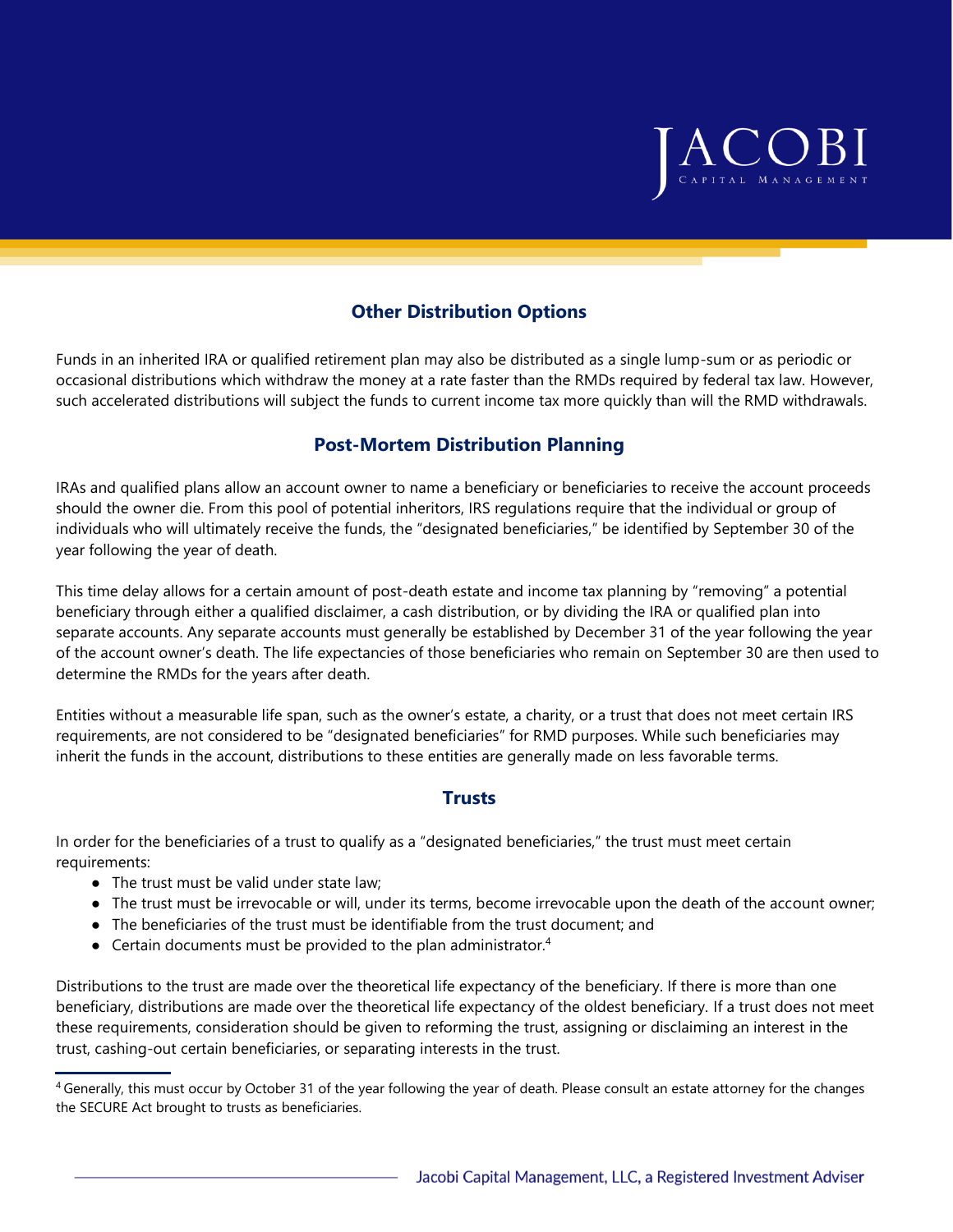## Other Distribution Options

Funds in an inherited IRA or qualified retirement plan may also be distributed as a single lump-sum or as periodic or occasional distributions which withdraw the money at a rate faster than the RMDs required by federal tax law. However, such accelerated distributions will subject the funds to current income tax more quickly than will the RMD withdrawals.

## Post-Mortem Distribution Planning

IRAs and qualified plans allow an account owner to name a beneficiary or beneficiaries to receive the account proceeds should the owner die. From this pool of potential inheritors, IRS regulations require that the individual or group of individuals who will ultimately receive the funds, the "designated beneficiaries," be identified by September 30 of the year following the year of death.

This time delay allows for a certain amount of post-death estate and income tax planning by "removing" a potential beneficiary through either a qualified disclaimer, a cash distribution, or by dividing the IRA or qualified plan into separate accounts. Any separate accounts must generally be established by December 31 of the year following the year of the account owner's death. The life expectancies of those beneficiaries who remain on September 30 are then used to determine the RMDs for the years after death.

Entities without a measurable life span, such as the owner's estate, a charity, or a trust that does not meet certain IRS requirements, are not considered to be "designated beneficiaries" for RMD purposes. While such beneficiaries may inherit the funds in the account, distributions to these entities are generally made on less favorable terms.

## Trusts

In order for the beneficiaries of a trust to qualify as a "designated beneficiaries," the trust must meet certain requirements:

- The trust must be valid under state law;
- The trust must be irrevocable or will, under its terms, become irrevocable upon the death of the account owner;
- The beneficiaries of the trust must be identifiable from the trust document; and
- Certain documents must be provided to the plan administrator.[4]

Distributions to the trust are made over the theoretical life expectancy of the beneficiary. If there is more than one beneficiary, distributions are made over the theoretical life expectancy of the oldest beneficiary. If a trust does not meet these requirements, consideration should be given to reforming the trust, assigning or disclaiming an interest in the trust, cashing-out certain beneficiaries, or separating interests in the trust.

[4] Generally, this must occur by October 31 of the year following the year of death. Please consult an estate attorney for the changes the SECURE Act brought to trusts as beneficiaries.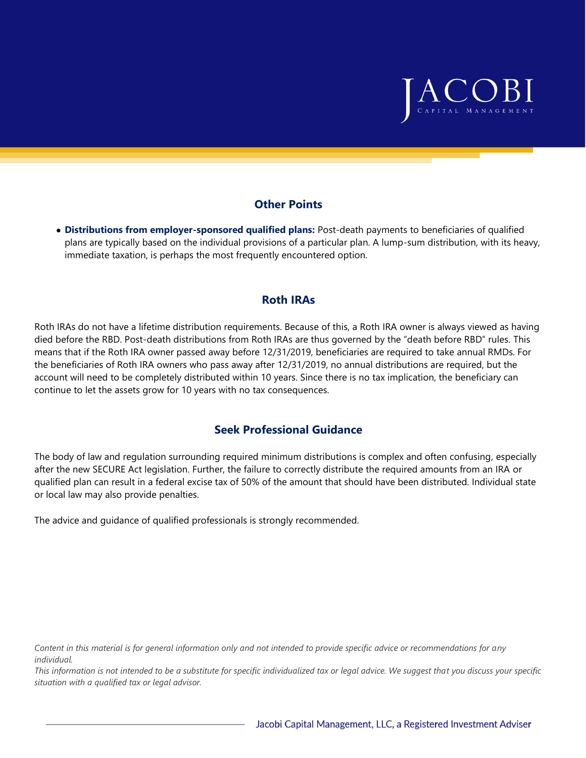## Other Points

- **Distributions from employer-sponsored qualified plans:** Post-death payments to beneficiaries of qualified plans are typically based on the individual provisions of a particular plan. A lump-sum distribution, with its heavy, immediate taxation, is perhaps the most frequently encountered option.

## Roth IRAs

Roth IRAs do not have a lifetime distribution requirements. Because of this, a Roth IRA owner is always viewed as having died before the RBD. Post-death distributions from Roth IRAs are thus governed by the "death before RBD" rules. This means that if the Roth IRA owner passed away before 12/31/2019, beneficiaries are required to take annual RMDs. For the beneficiaries of Roth IRA owners who pass away after 12/31/2019, no annual distributions are required, but the account will need to be completely distributed within 10 years. Since there is no tax implication, the beneficiary can continue to let the assets grow for 10 years with no tax consequences.

## Seek Professional Guidance

The body of law and regulation surrounding required minimum distributions is complex and often confusing, especially after the new SECURE Act legislation. Further, the failure to correctly distribute the required amounts from an IRA or qualified plan can result in a federal excise tax of 50% of the amount that should have been distributed. Individual state or local law may also provide penalties.

The advice and guidance of qualified professionals is strongly recommended.

*Content in this material is for general information only and not intended to provide specific advice or recommendations for any individual.*
*This information is not intended to be a substitute for specific individualized tax or legal advice. We suggest that you discuss your specific situation with a qualified tax or legal advisor.*

Jacobi Capital Management, LLC, a Registered Investment Adviser